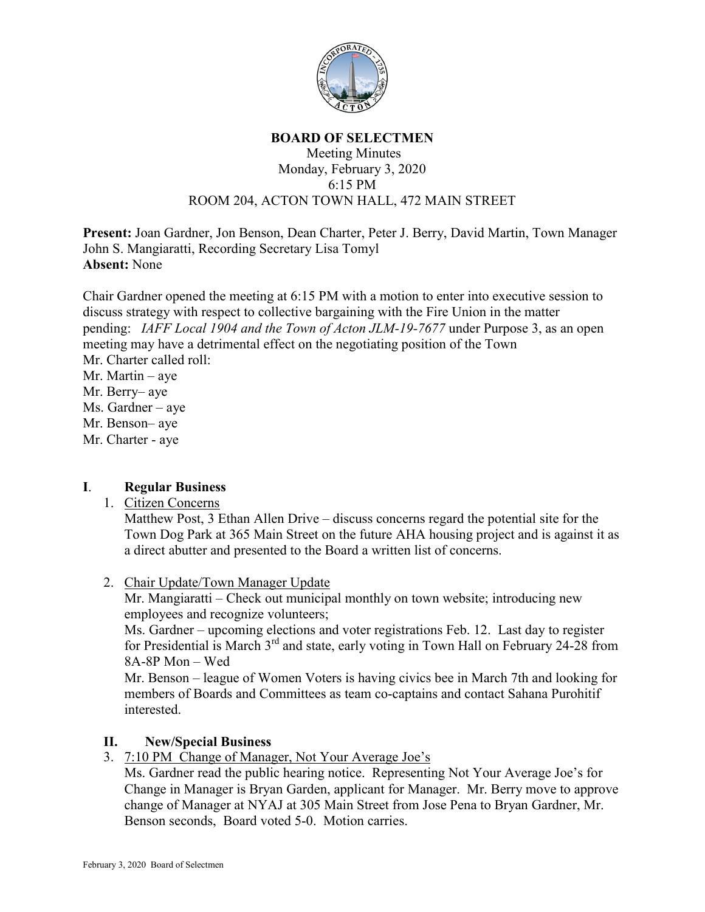# BOARD OF SELECTMEN

Meeting Minutes
Monday, February 3, 2020
6:15 PM
ROOM 204, ACTON TOWN HALL, 472 MAIN STREET

**Present:** Joan Gardner, Jon Benson, Dean Charter, Peter J. Berry, David Martin, Town Manager John S. Mangiaratti, Recording Secretary Lisa Tomyl
**Absent:** None

Chair Gardner opened the meeting at 6:15 PM with a motion to enter into executive session to discuss strategy with respect to collective bargaining with the Fire Union in the matter pending: *IAFF Local 1904 and the Town of Acton JLM-19-7677* under Purpose 3, as an open meeting may have a detrimental effect on the negotiating position of the Town
Mr. Charter called roll:
Mr. Martin – aye
Mr. Berry– aye
Ms. Gardner – aye
Mr. Benson– aye
Mr. Charter - aye

## I. Regular Business

1. Citizen Concerns
   Matthew Post, 3 Ethan Allen Drive – discuss concerns regard the potential site for the Town Dog Park at 365 Main Street on the future AHA housing project and is against it as a direct abutter and presented to the Board a written list of concerns.

2. Chair Update/Town Manager Update
   Mr. Mangiaratti – Check out municipal monthly on town website; introducing new employees and recognize volunteers;
   Ms. Gardner – upcoming elections and voter registrations Feb. 12. Last day to register for Presidential is March 3rd and state, early voting in Town Hall on February 24-28 from 8A-8P Mon – Wed
   Mr. Benson – league of Women Voters is having civics bee in March 7th and looking for members of Boards and Committees as team co-captains and contact Sahana Purohitif interested.

## II. New/Special Business

3. 7:10 PM Change of Manager, Not Your Average Joe's
   Ms. Gardner read the public hearing notice. Representing Not Your Average Joe's for Change in Manager is Bryan Garden, applicant for Manager. Mr. Berry move to approve change of Manager at NYAJ at 305 Main Street from Jose Pena to Bryan Gardner, Mr. Benson seconds, Board voted 5-0. Motion carries.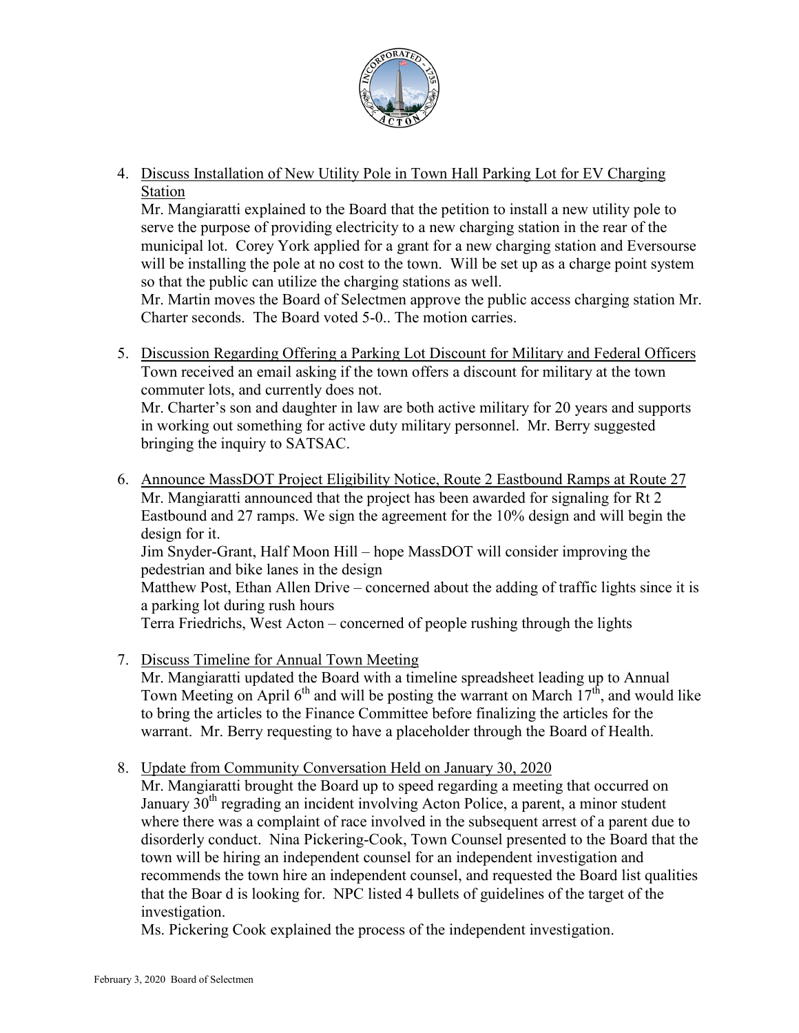4. Discuss Installation of New Utility Pole in Town Hall Parking Lot for EV Charging Station

   Mr. Mangiaratti explained to the Board that the petition to install a new utility pole to serve the purpose of providing electricity to a new charging station in the rear of the municipal lot. Corey York applied for a grant for a new charging station and Eversourse will be installing the pole at no cost to the town. Will be set up as a charge point system so that the public can utilize the charging stations as well.

   Mr. Martin moves the Board of Selectmen approve the public access charging station Mr. Charter seconds. The Board voted 5-0.. The motion carries.

5. Discussion Regarding Offering a Parking Lot Discount for Military and Federal Officers

   Town received an email asking if the town offers a discount for military at the town commuter lots, and currently does not.

   Mr. Charter's son and daughter in law are both active military for 20 years and supports in working out something for active duty military personnel. Mr. Berry suggested bringing the inquiry to SATSAC.

6. Announce MassDOT Project Eligibility Notice, Route 2 Eastbound Ramps at Route 27

   Mr. Mangiaratti announced that the project has been awarded for signaling for Rt 2 Eastbound and 27 ramps. We sign the agreement for the 10% design and will begin the design for it.

   Jim Snyder-Grant, Half Moon Hill – hope MassDOT will consider improving the pedestrian and bike lanes in the design

   Matthew Post, Ethan Allen Drive – concerned about the adding of traffic lights since it is a parking lot during rush hours

   Terra Friedrichs, West Acton – concerned of people rushing through the lights

7. Discuss Timeline for Annual Town Meeting

   Mr. Mangiaratti updated the Board with a timeline spreadsheet leading up to Annual Town Meeting on April 6th and will be posting the warrant on March 17th, and would like to bring the articles to the Finance Committee before finalizing the articles for the warrant. Mr. Berry requesting to have a placeholder through the Board of Health.

8. Update from Community Conversation Held on January 30, 2020

   Mr. Mangiaratti brought the Board up to speed regarding a meeting that occurred on January 30th regrading an incident involving Acton Police, a parent, a minor student where there was a complaint of race involved in the subsequent arrest of a parent due to disorderly conduct. Nina Pickering-Cook, Town Counsel presented to the Board that the town will be hiring an independent counsel for an independent investigation and recommends the town hire an independent counsel, and requested the Board list qualities that the Boar d is looking for. NPC listed 4 bullets of guidelines of the target of the investigation.

   Ms. Pickering Cook explained the process of the independent investigation.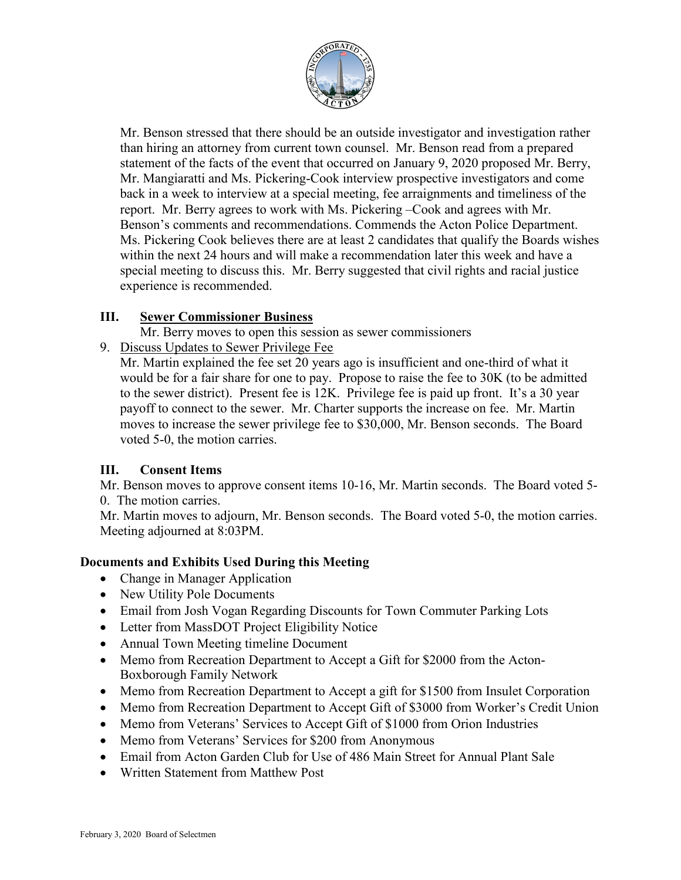Mr. Benson stressed that there should be an outside investigator and investigation rather than hiring an attorney from current town counsel. Mr. Benson read from a prepared statement of the facts of the event that occurred on January 9, 2020 proposed Mr. Berry, Mr. Mangiaratti and Ms. Pickering-Cook interview prospective investigators and come back in a week to interview at a special meeting, fee arraignments and timeliness of the report. Mr. Berry agrees to work with Ms. Pickering –Cook and agrees with Mr. Benson's comments and recommendations. Commends the Acton Police Department. Ms. Pickering Cook believes there are at least 2 candidates that qualify the Boards wishes within the next 24 hours and will make a recommendation later this week and have a special meeting to discuss this. Mr. Berry suggested that civil rights and racial justice experience is recommended.

## III. Sewer Commissioner Business

Mr. Berry moves to open this session as sewer commissioners

9. Discuss Updates to Sewer Privilege Fee

Mr. Martin explained the fee set 20 years ago is insufficient and one-third of what it would be for a fair share for one to pay. Propose to raise the fee to 30K (to be admitted to the sewer district). Present fee is 12K. Privilege fee is paid up front. It's a 30 year payoff to connect to the sewer. Mr. Charter supports the increase on fee. Mr. Martin moves to increase the sewer privilege fee to $30,000, Mr. Benson seconds. The Board voted 5-0, the motion carries.

## III. Consent Items

Mr. Benson moves to approve consent items 10-16, Mr. Martin seconds. The Board voted 5-0. The motion carries.

Mr. Martin moves to adjourn, Mr. Benson seconds. The Board voted 5-0, the motion carries. Meeting adjourned at 8:03PM.

### Documents and Exhibits Used During this Meeting

- Change in Manager Application
- New Utility Pole Documents
- Email from Josh Vogan Regarding Discounts for Town Commuter Parking Lots
- Letter from MassDOT Project Eligibility Notice
- Annual Town Meeting timeline Document
- Memo from Recreation Department to Accept a Gift for $2000 from the Acton-Boxborough Family Network
- Memo from Recreation Department to Accept a gift for $1500 from Insulet Corporation
- Memo from Recreation Department to Accept Gift of $3000 from Worker's Credit Union
- Memo from Veterans' Services to Accept Gift of $1000 from Orion Industries
- Memo from Veterans' Services for $200 from Anonymous
- Email from Acton Garden Club for Use of 486 Main Street for Annual Plant Sale
- Written Statement from Matthew Post